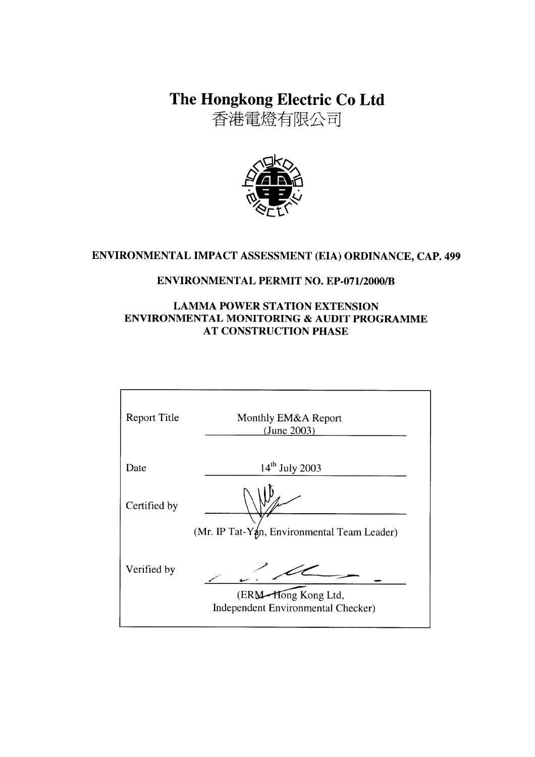# The Hongkong Electric Co Ltd
# 香港電燈有限公司

**ENVIRONMENTAL IMPACT ASSESSMENT (EIA) ORDINANCE, CAP. 499**

**ENVIRONMENTAL PERMIT NO. EP-071/2000/B**

**LAMMA POWER STATION EXTENSION ENVIRONMENTAL MONITORING & AUDIT PROGRAMME AT CONSTRUCTION PHASE**

| | |
|---|---|
| Report Title | Monthly EM&A Report (June 2003) |
| Date | 14th July 2003 |
| Certified by | (Mr. IP Tat-Yan, Environmental Team Leader) |
| Verified by | (ERM-Hong Kong Ltd, Independent Environmental Checker) |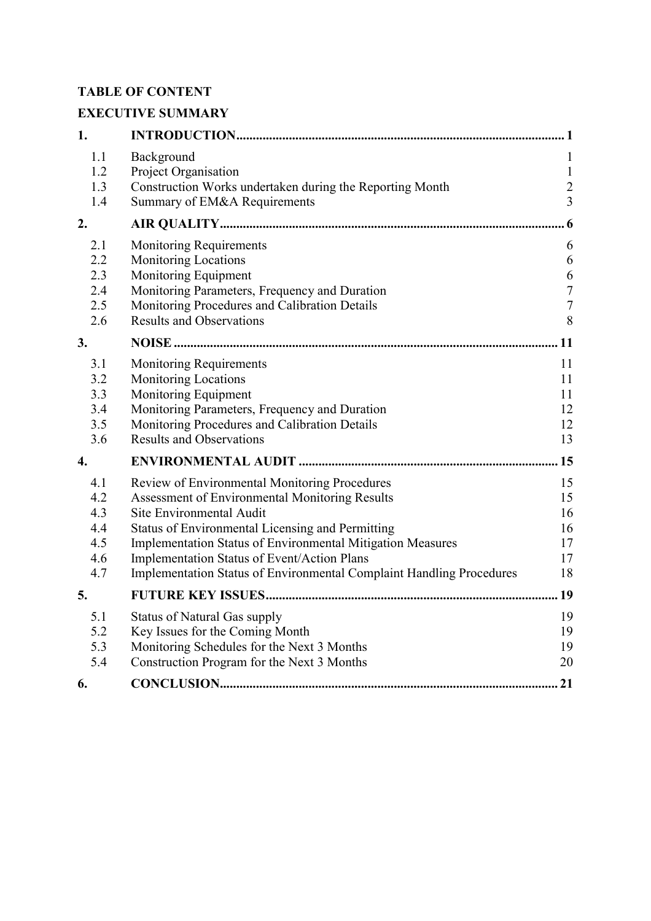**TABLE OF CONTENT**

**EXECUTIVE SUMMARY**

| | | |
|---|---|---|
| **1.** | **INTRODUCTION** | **1** |
| 1.1 | Background | 1 |
| 1.2 | Project Organisation | 1 |
| 1.3 | Construction Works undertaken during the Reporting Month | 2 |
| 1.4 | Summary of EM&A Requirements | 3 |
| **2.** | **AIR QUALITY** | **6** |
| 2.1 | Monitoring Requirements | 6 |
| 2.2 | Monitoring Locations | 6 |
| 2.3 | Monitoring Equipment | 6 |
| 2.4 | Monitoring Parameters, Frequency and Duration | 7 |
| 2.5 | Monitoring Procedures and Calibration Details | 7 |
| 2.6 | Results and Observations | 8 |
| **3.** | **NOISE** | **11** |
| 3.1 | Monitoring Requirements | 11 |
| 3.2 | Monitoring Locations | 11 |
| 3.3 | Monitoring Equipment | 11 |
| 3.4 | Monitoring Parameters, Frequency and Duration | 12 |
| 3.5 | Monitoring Procedures and Calibration Details | 12 |
| 3.6 | Results and Observations | 13 |
| **4.** | **ENVIRONMENTAL AUDIT** | **15** |
| 4.1 | Review of Environmental Monitoring Procedures | 15 |
| 4.2 | Assessment of Environmental Monitoring Results | 15 |
| 4.3 | Site Environmental Audit | 16 |
| 4.4 | Status of Environmental Licensing and Permitting | 16 |
| 4.5 | Implementation Status of Environmental Mitigation Measures | 17 |
| 4.6 | Implementation Status of Event/Action Plans | 17 |
| 4.7 | Implementation Status of Environmental Complaint Handling Procedures | 18 |
| **5.** | **FUTURE KEY ISSUES** | **19** |
| 5.1 | Status of Natural Gas supply | 19 |
| 5.2 | Key Issues for the Coming Month | 19 |
| 5.3 | Monitoring Schedules for the Next 3 Months | 19 |
| 5.4 | Construction Program for the Next 3 Months | 20 |
| **6.** | **CONCLUSION** | **21** |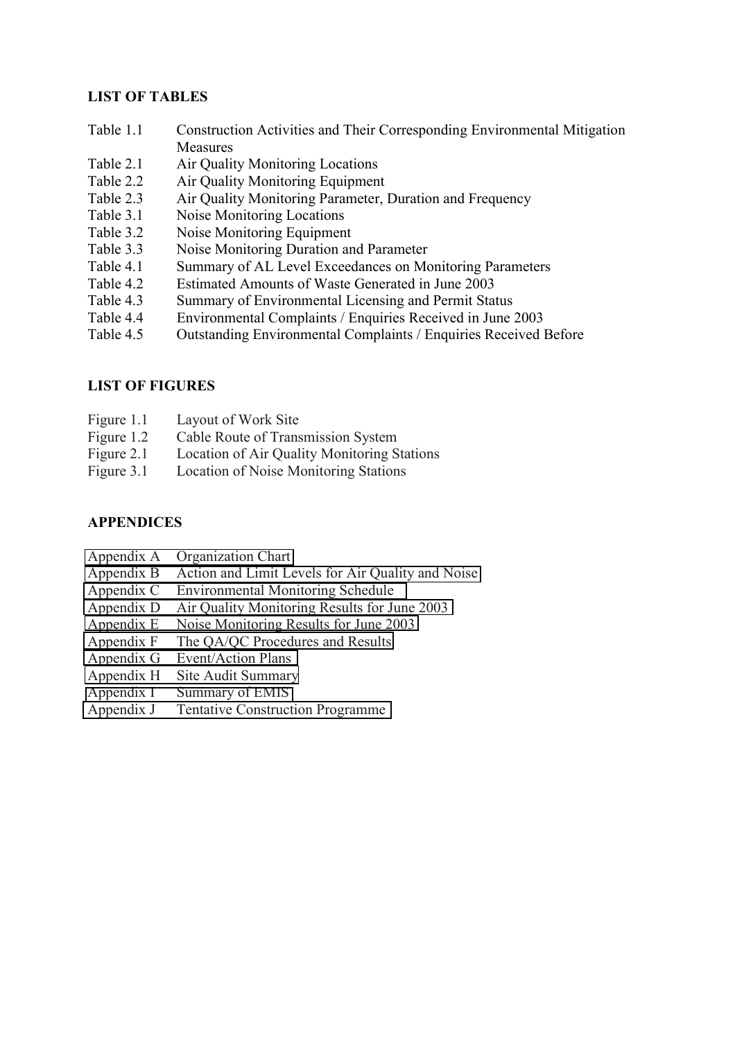**LIST OF TABLES**

| | |
|---|---|
| Table 1.1 | Construction Activities and Their Corresponding Environmental Mitigation Measures |
| Table 2.1 | Air Quality Monitoring Locations |
| Table 2.2 | Air Quality Monitoring Equipment |
| Table 2.3 | Air Quality Monitoring Parameter, Duration and Frequency |
| Table 3.1 | Noise Monitoring Locations |
| Table 3.2 | Noise Monitoring Equipment |
| Table 3.3 | Noise Monitoring Duration and Parameter |
| Table 4.1 | Summary of AL Level Exceedances on Monitoring Parameters |
| Table 4.2 | Estimated Amounts of Waste Generated in June 2003 |
| Table 4.3 | Summary of Environmental Licensing and Permit Status |
| Table 4.4 | Environmental Complaints / Enquiries Received in June 2003 |
| Table 4.5 | Outstanding Environmental Complaints / Enquiries Received Before |

**LIST OF FIGURES**

| | |
|---|---|
| Figure 1.1 | Layout of Work Site |
| Figure 1.2 | Cable Route of Transmission System |
| Figure 2.1 | Location of Air Quality Monitoring Stations |
| Figure 3.1 | Location of Noise Monitoring Stations |

**APPENDICES**

| | |
|---|---|
| Appendix A | Organization Chart |
| Appendix B | Action and Limit Levels for Air Quality and Noise |
| Appendix C | Environmental Monitoring Schedule |
| Appendix D | Air Quality Monitoring Results for June 2003 |
| Appendix E | Noise Monitoring Results for June 2003 |
| Appendix F | The QA/QC Procedures and Results |
| Appendix G | Event/Action Plans |
| Appendix H | Site Audit Summary |
| Appendix I | Summary of EMIS |
| Appendix J | Tentative Construction Programme |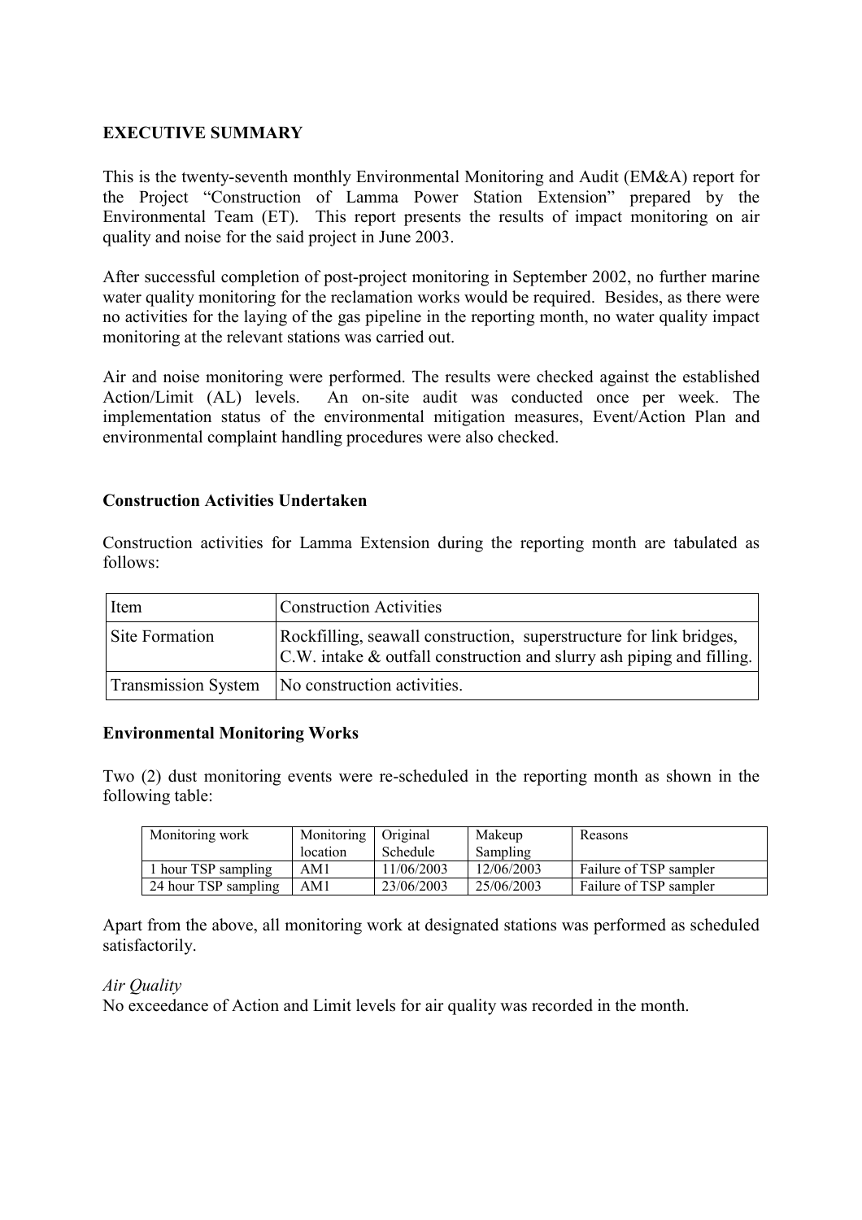## EXECUTIVE SUMMARY

This is the twenty-seventh monthly Environmental Monitoring and Audit (EM&A) report for the Project "Construction of Lamma Power Station Extension" prepared by the Environmental Team (ET). This report presents the results of impact monitoring on air quality and noise for the said project in June 2003.

After successful completion of post-project monitoring in September 2002, no further marine water quality monitoring for the reclamation works would be required. Besides, as there were no activities for the laying of the gas pipeline in the reporting month, no water quality impact monitoring at the relevant stations was carried out.

Air and noise monitoring were performed. The results were checked against the established Action/Limit (AL) levels. An on-site audit was conducted once per week. The implementation status of the environmental mitigation measures, Event/Action Plan and environmental complaint handling procedures were also checked.

### Construction Activities Undertaken

Construction activities for Lamma Extension during the reporting month are tabulated as follows:

| Item | Construction Activities |
|---|---|
| Site Formation | Rockfilling, seawall construction, superstructure for link bridges, C.W. intake & outfall construction and slurry ash piping and filling. |
| Transmission System | No construction activities. |

### Environmental Monitoring Works

Two (2) dust monitoring events were re-scheduled in the reporting month as shown in the following table:

| Monitoring work | Monitoring location | Original Schedule | Makeup Sampling | Reasons |
|---|---|---|---|---|
| 1 hour TSP sampling | AM1 | 11/06/2003 | 12/06/2003 | Failure of TSP sampler |
| 24 hour TSP sampling | AM1 | 23/06/2003 | 25/06/2003 | Failure of TSP sampler |

Apart from the above, all monitoring work at designated stations was performed as scheduled satisfactorily.

*Air Quality*

No exceedance of Action and Limit levels for air quality was recorded in the month.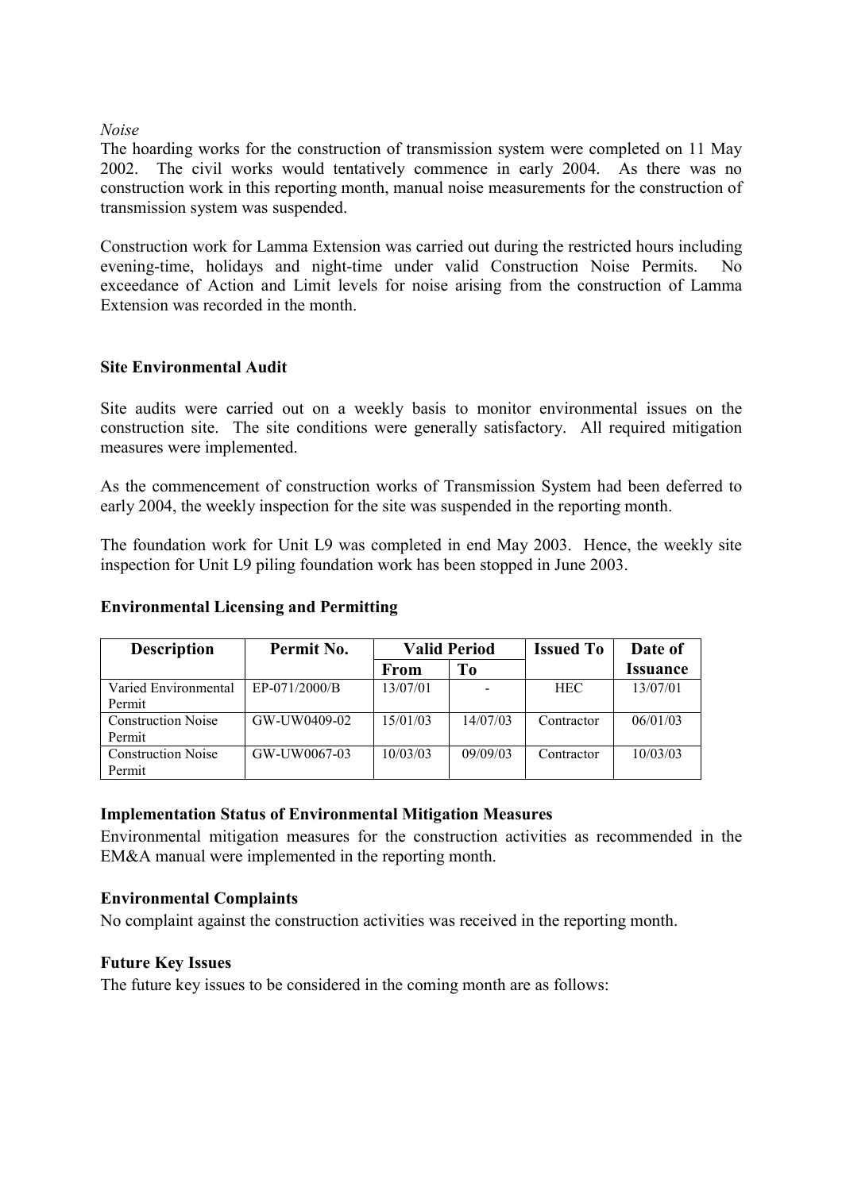*Noise*

The hoarding works for the construction of transmission system were completed on 11 May 2002. The civil works would tentatively commence in early 2004. As there was no construction work in this reporting month, manual noise measurements for the construction of transmission system was suspended.

Construction work for Lamma Extension was carried out during the restricted hours including evening-time, holidays and night-time under valid Construction Noise Permits. No exceedance of Action and Limit levels for noise arising from the construction of Lamma Extension was recorded in the month.

**Site Environmental Audit**

Site audits were carried out on a weekly basis to monitor environmental issues on the construction site. The site conditions were generally satisfactory. All required mitigation measures were implemented.

As the commencement of construction works of Transmission System had been deferred to early 2004, the weekly inspection for the site was suspended in the reporting month.

The foundation work for Unit L9 was completed in end May 2003. Hence, the weekly site inspection for Unit L9 piling foundation work has been stopped in June 2003.

**Environmental Licensing and Permitting**

| Description | Permit No. | Valid Period | | Issued To | Date of Issuance |
|---|---|---|---|---|---|
| | | From | To | | |
| Varied Environmental Permit | EP-071/2000/B | 13/07/01 | - | HEC | 13/07/01 |
| Construction Noise Permit | GW-UW0409-02 | 15/01/03 | 14/07/03 | Contractor | 06/01/03 |
| Construction Noise Permit | GW-UW0067-03 | 10/03/03 | 09/09/03 | Contractor | 10/03/03 |

**Implementation Status of Environmental Mitigation Measures**

Environmental mitigation measures for the construction activities as recommended in the EM&A manual were implemented in the reporting month.

**Environmental Complaints**

No complaint against the construction activities was received in the reporting month.

**Future Key Issues**

The future key issues to be considered in the coming month are as follows: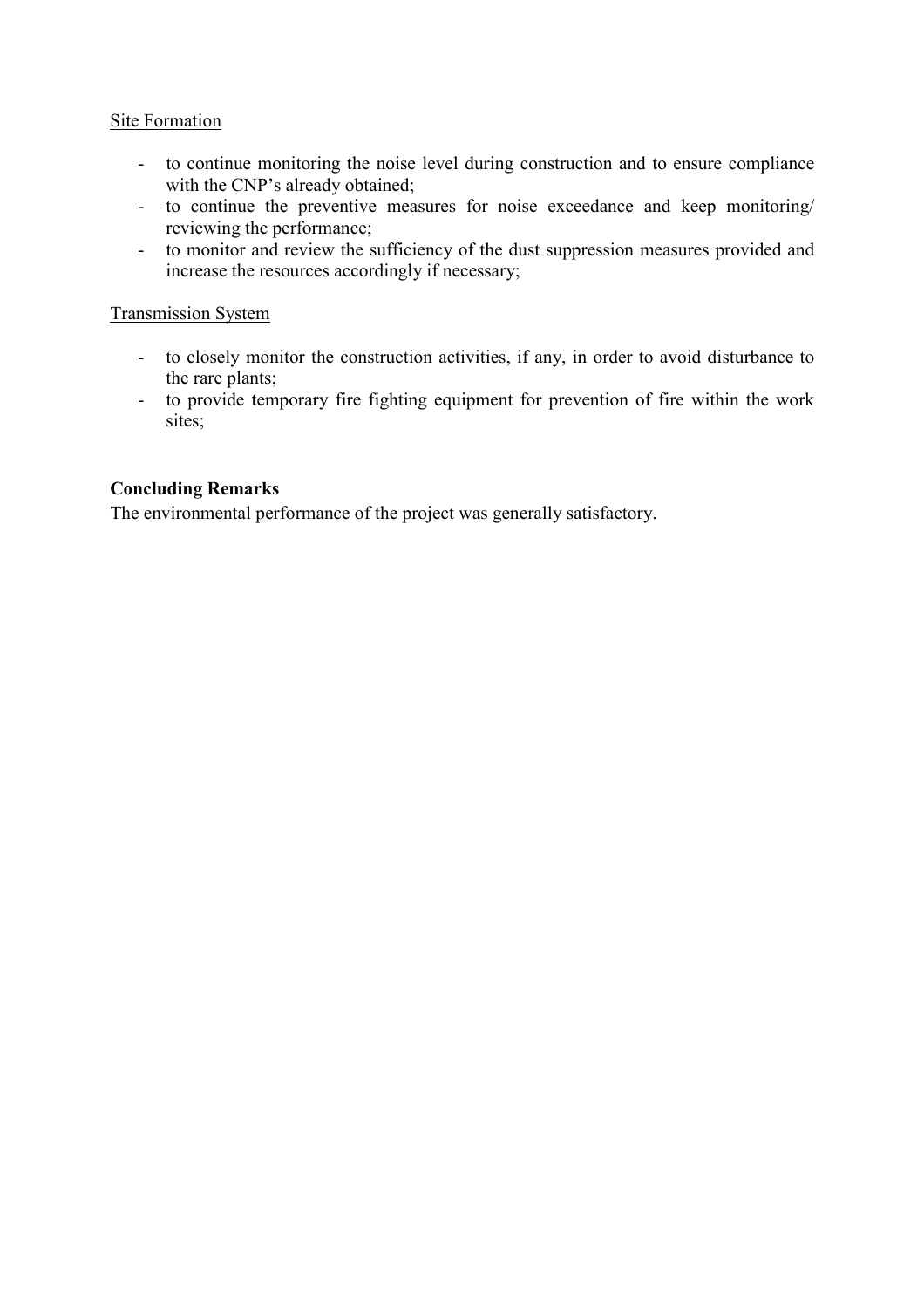<u>Site Formation</u>

- to continue monitoring the noise level during construction and to ensure compliance with the CNP's already obtained;
- to continue the preventive measures for noise exceedance and keep monitoring/ reviewing the performance;
- to monitor and review the sufficiency of the dust suppression measures provided and increase the resources accordingly if necessary;

<u>Transmission System</u>

- to closely monitor the construction activities, if any, in order to avoid disturbance to the rare plants;
- to provide temporary fire fighting equipment for prevention of fire within the work sites;

**Concluding Remarks**

The environmental performance of the project was generally satisfactory.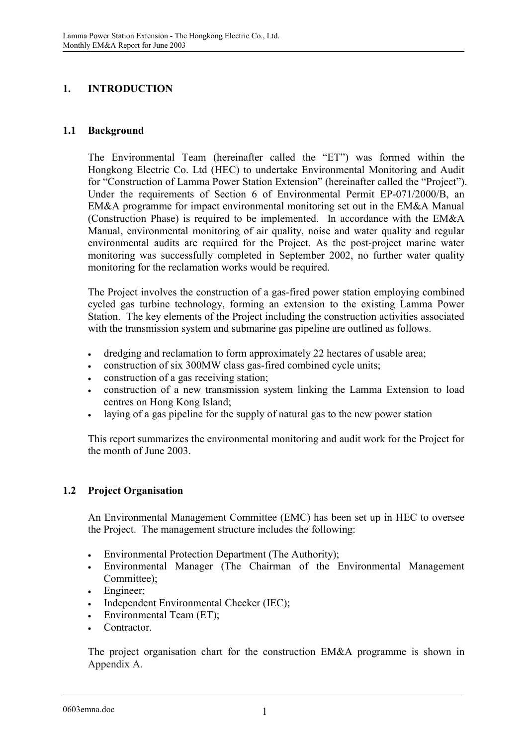# 1. INTRODUCTION

## 1.1 Background

The Environmental Team (hereinafter called the "ET") was formed within the Hongkong Electric Co. Ltd (HEC) to undertake Environmental Monitoring and Audit for "Construction of Lamma Power Station Extension" (hereinafter called the "Project"). Under the requirements of Section 6 of Environmental Permit EP-071/2000/B, an EM&A programme for impact environmental monitoring set out in the EM&A Manual (Construction Phase) is required to be implemented. In accordance with the EM&A Manual, environmental monitoring of air quality, noise and water quality and regular environmental audits are required for the Project. As the post-project marine water monitoring was successfully completed in September 2002, no further water quality monitoring for the reclamation works would be required.

The Project involves the construction of a gas-fired power station employing combined cycled gas turbine technology, forming an extension to the existing Lamma Power Station. The key elements of the Project including the construction activities associated with the transmission system and submarine gas pipeline are outlined as follows.

- dredging and reclamation to form approximately 22 hectares of usable area;
- construction of six 300MW class gas-fired combined cycle units;
- construction of a gas receiving station;
- construction of a new transmission system linking the Lamma Extension to load centres on Hong Kong Island;
- laying of a gas pipeline for the supply of natural gas to the new power station

This report summarizes the environmental monitoring and audit work for the Project for the month of June 2003.

## 1.2 Project Organisation

An Environmental Management Committee (EMC) has been set up in HEC to oversee the Project. The management structure includes the following:

- Environmental Protection Department (The Authority);
- Environmental Manager (The Chairman of the Environmental Management Committee);
- Engineer;
- Independent Environmental Checker (IEC);
- Environmental Team (ET);
- Contractor.

The project organisation chart for the construction EM&A programme is shown in Appendix A.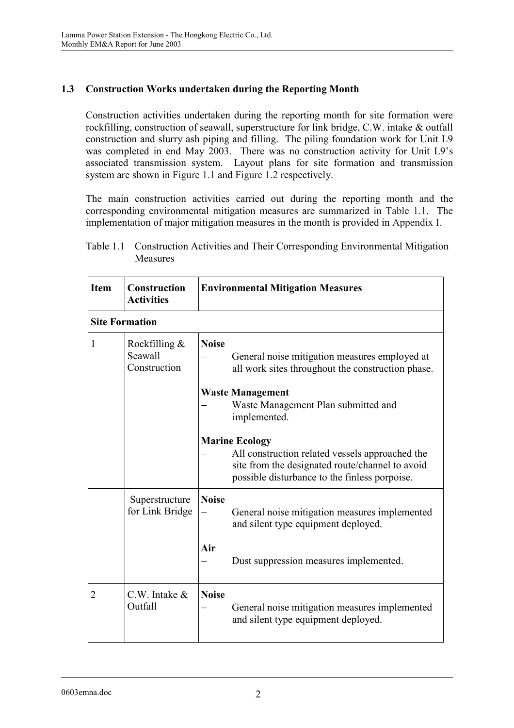### 1.3 Construction Works undertaken during the Reporting Month

Construction activities undertaken during the reporting month for site formation were rockfilling, construction of seawall, superstructure for link bridge, C.W. intake & outfall construction and slurry ash piping and filling. The piling foundation work for Unit L9 was completed in end May 2003. There was no construction activity for Unit L9's associated transmission system. Layout plans for site formation and transmission system are shown in Figure 1.1 and Figure 1.2 respectively.

The main construction activities carried out during the reporting month and the corresponding environmental mitigation measures are summarized in Table 1.1. The implementation of major mitigation measures in the month is provided in Appendix I.

Table 1.1 Construction Activities and Their Corresponding Environmental Mitigation Measures

| Item | Construction Activities | Environmental Mitigation Measures |
|---|---|---|
| **Site Formation** | | |
| 1 | Rockfilling & Seawall Construction | **Noise**<br>– General noise mitigation measures employed at all work sites throughout the construction phase.<br><br>**Waste Management**<br>– Waste Management Plan submitted and implemented.<br><br>**Marine Ecology**<br>– All construction related vessels approached the site from the designated route/channel to avoid possible disturbance to the finless porpoise. |
| | Superstructure for Link Bridge | **Noise**<br>– General noise mitigation measures implemented and silent type equipment deployed.<br><br>**Air**<br>– Dust suppression measures implemented. |
| 2 | C.W. Intake & Outfall | **Noise**<br>– General noise mitigation measures implemented and silent type equipment deployed. |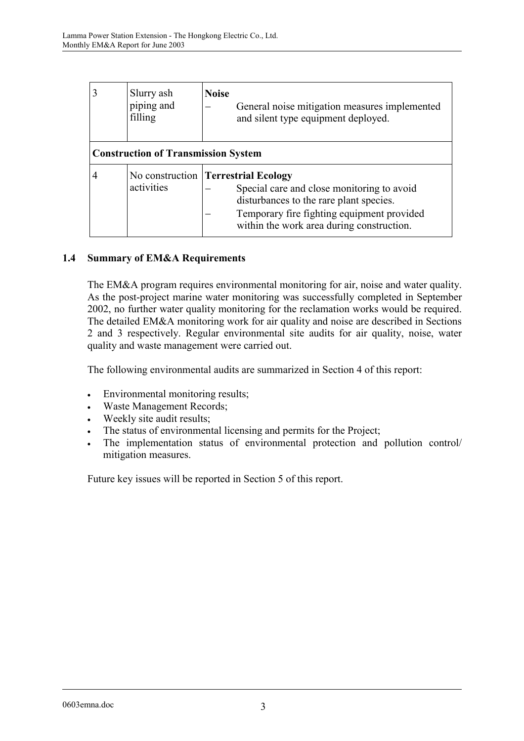| | | |
|---|---|---|
| 3 | Slurry ash piping and filling | **Noise**<br>– General noise mitigation measures implemented and silent type equipment deployed. |
| **Construction of Transmission System** | | |
| 4 | No construction activities | **Terrestrial Ecology**<br>– Special care and close monitoring to avoid disturbances to the rare plant species.<br>– Temporary fire fighting equipment provided within the work area during construction. |

## 1.4 Summary of EM&A Requirements

The EM&A program requires environmental monitoring for air, noise and water quality. As the post-project marine water monitoring was successfully completed in September 2002, no further water quality monitoring for the reclamation works would be required. The detailed EM&A monitoring work for air quality and noise are described in Sections 2 and 3 respectively. Regular environmental site audits for air quality, noise, water quality and waste management were carried out.

The following environmental audits are summarized in Section 4 of this report:

- Environmental monitoring results;
- Waste Management Records;
- Weekly site audit results;
- The status of environmental licensing and permits for the Project;
- The implementation status of environmental protection and pollution control/ mitigation measures.

Future key issues will be reported in Section 5 of this report.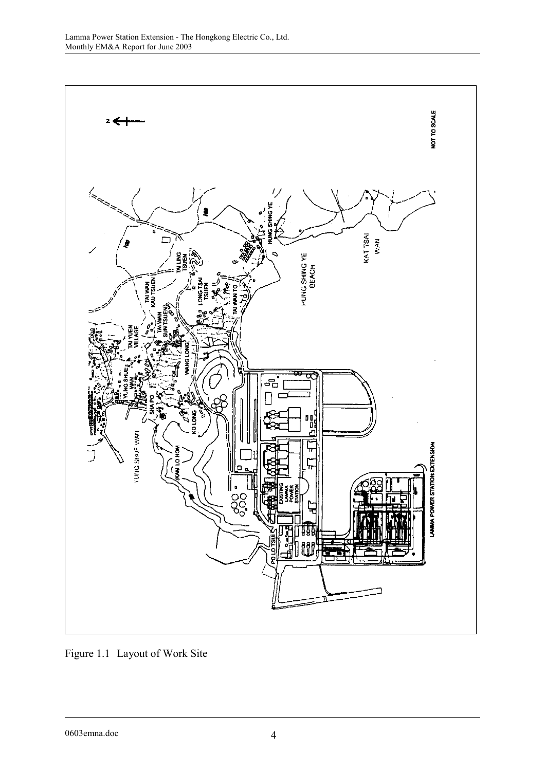N

NOT TO SCALE

HUNG SHING YE

TAI LING TSUEN

TAI WAN KAU TSUEN

LONG TSAI TSUEN

TAI WAN TO

HUNG SHING YE BEACH

KAT TSAI WAN

TAI YUEN VILLAGE

TAI WAN SUN TSUEN

YUNG SHUE WAN

SHA PO

WANG LONG

KO LONG

YUNG SHUE WAN

KAM LO HOM

EXISTING LAMMA POWER STATION

PO LO TSUI

LAMMA POWER STATION EXTENSION

Figure 1.1 Layout of Work Site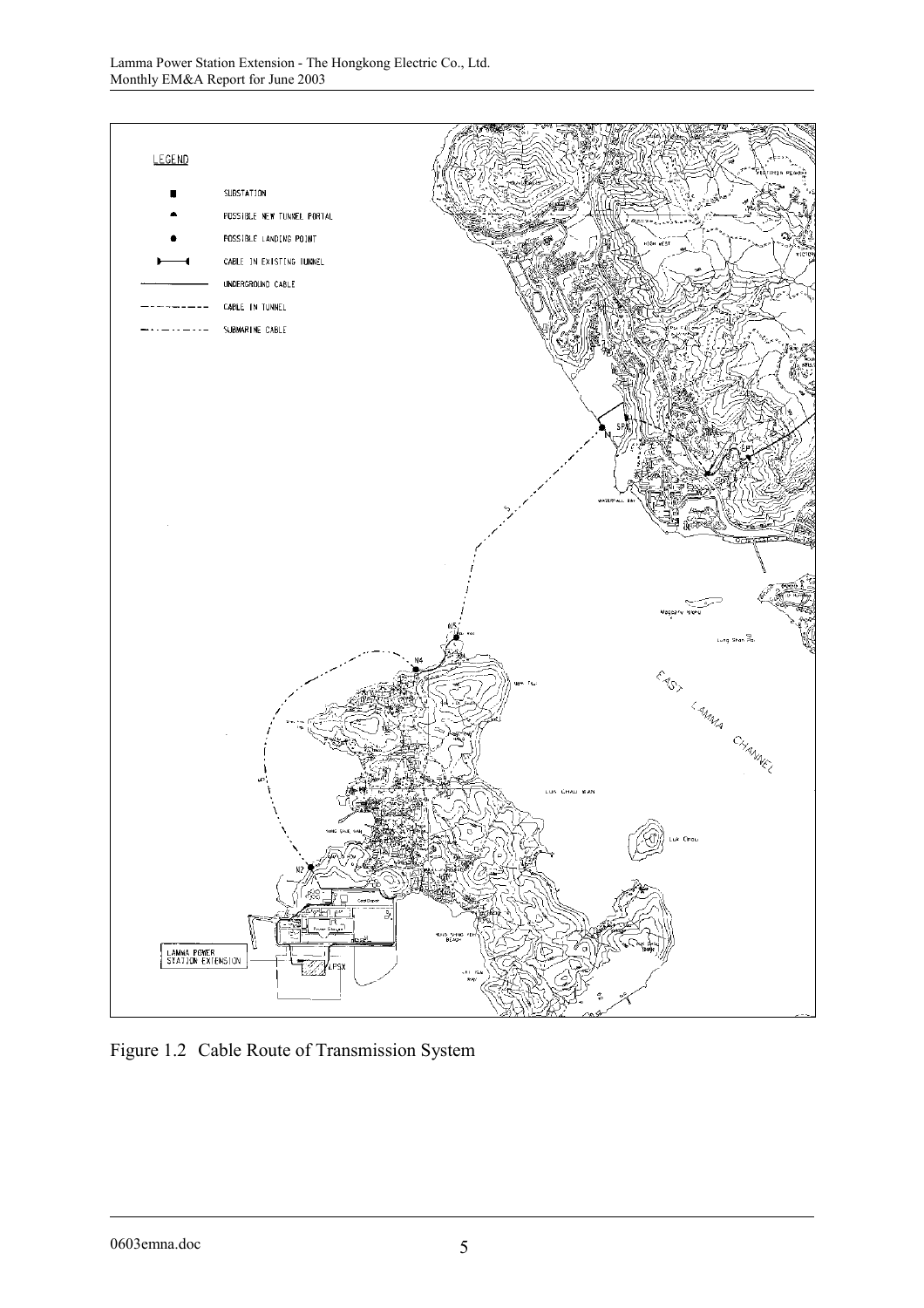LEGEND

SUBSTATION

POSSIBLE NEW TUNNEL PORTAL

POSSIBLE LANDING POINT

CABLE IN EXISTING TUNNEL

UNDERGROUND CABLE

CABLE IN TUNNEL

SUBMARINE CABLE

SPK

EAST LAMMA CHANNEL

LUK CHAU WAN

Luk Chau

LAMMA POWER STATION EXTENSION

LPSX

Figure 1.2 Cable Route of Transmission System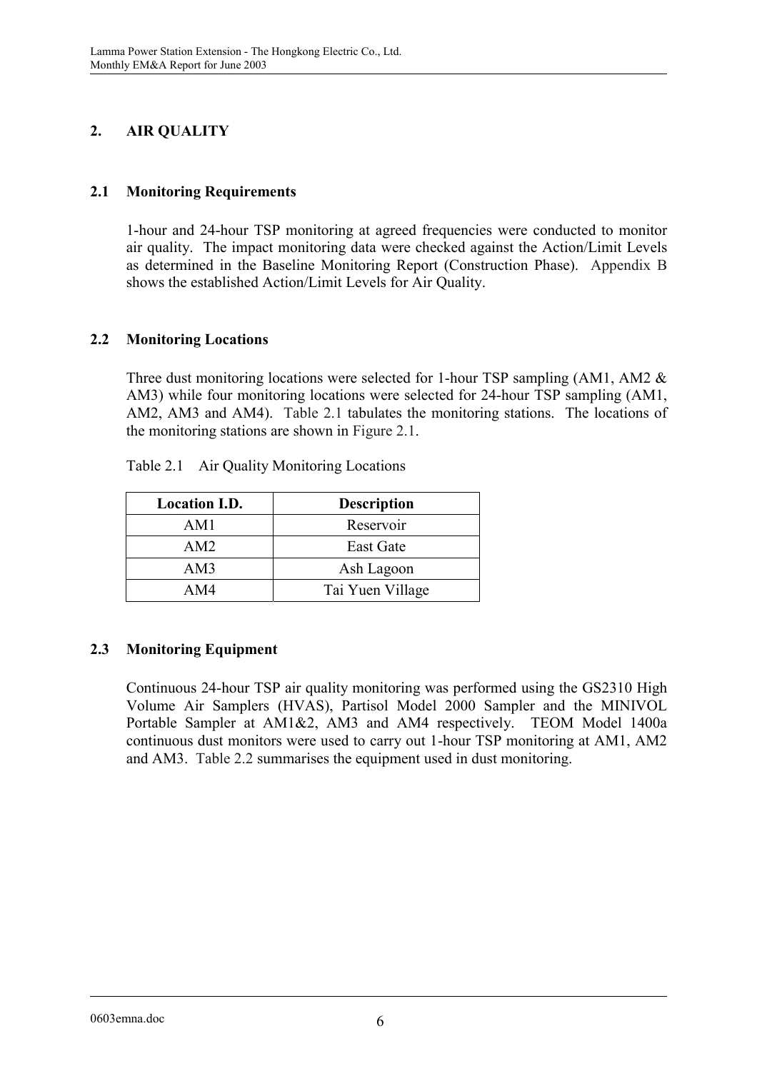## 2. AIR QUALITY

### 2.1 Monitoring Requirements

1-hour and 24-hour TSP monitoring at agreed frequencies were conducted to monitor air quality. The impact monitoring data were checked against the Action/Limit Levels as determined in the Baseline Monitoring Report (Construction Phase). Appendix B shows the established Action/Limit Levels for Air Quality.

### 2.2 Monitoring Locations

Three dust monitoring locations were selected for 1-hour TSP sampling (AM1, AM2 & AM3) while four monitoring locations were selected for 24-hour TSP sampling (AM1, AM2, AM3 and AM4). Table 2.1 tabulates the monitoring stations. The locations of the monitoring stations are shown in Figure 2.1.

Table 2.1 Air Quality Monitoring Locations

| Location I.D. | Description |
|---|---|
| AM1 | Reservoir |
| AM2 | East Gate |
| AM3 | Ash Lagoon |
| AM4 | Tai Yuen Village |

### 2.3 Monitoring Equipment

Continuous 24-hour TSP air quality monitoring was performed using the GS2310 High Volume Air Samplers (HVAS), Partisol Model 2000 Sampler and the MINIVOL Portable Sampler at AM1&2, AM3 and AM4 respectively. TEOM Model 1400a continuous dust monitors were used to carry out 1-hour TSP monitoring at AM1, AM2 and AM3. Table 2.2 summarises the equipment used in dust monitoring.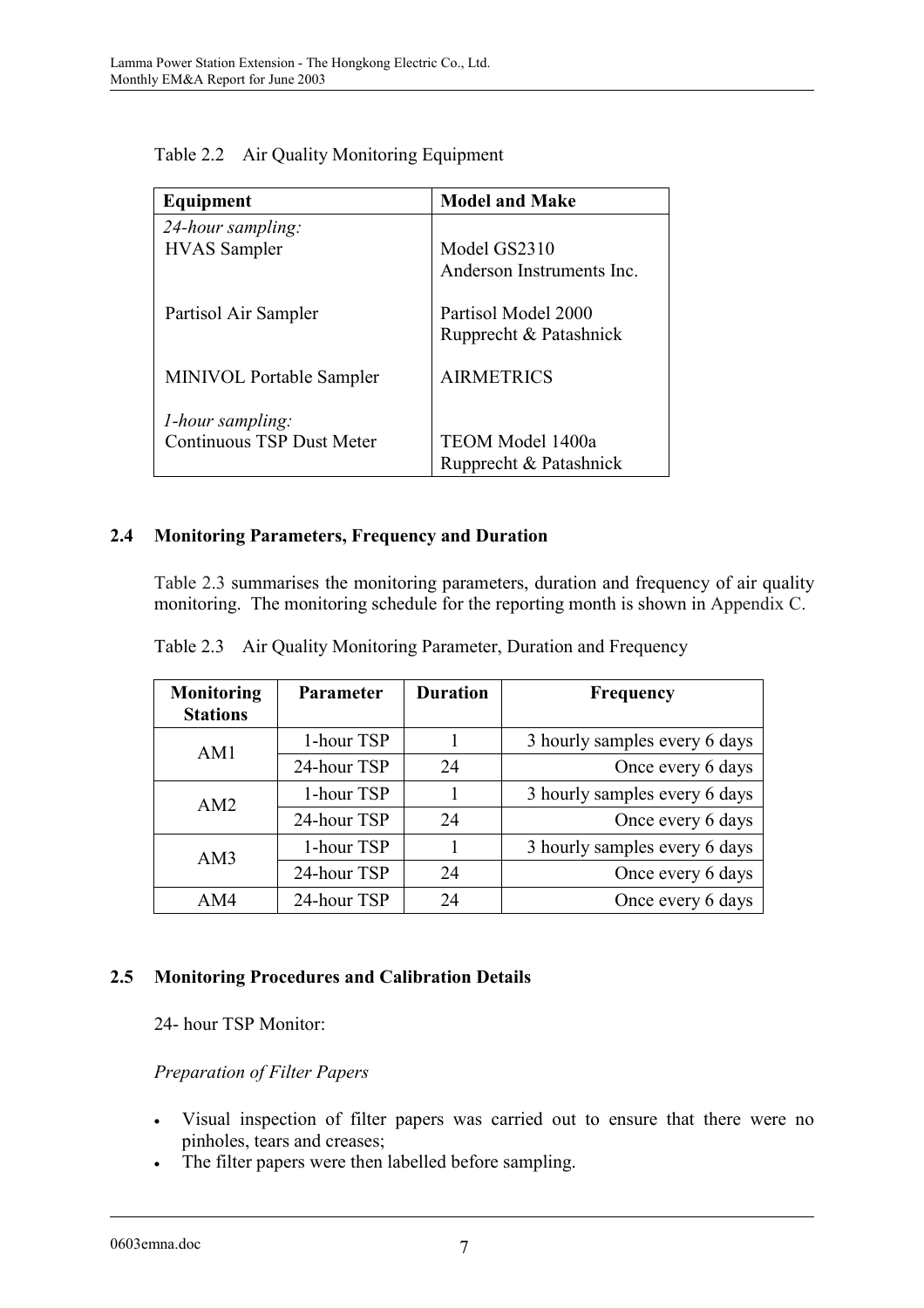Table 2.2 Air Quality Monitoring Equipment

| Equipment | Model and Make |
| --- | --- |
| *24-hour sampling:* | |
| HVAS Sampler | Model GS2310<br>Anderson Instruments Inc. |
| Partisol Air Sampler | Partisol Model 2000<br>Rupprecht & Patashnick |
| MINIVOL Portable Sampler | AIRMETRICS |
| *1-hour sampling:* | |
| Continuous TSP Dust Meter | TEOM Model 1400a<br>Rupprecht & Patashnick |

### 2.4 Monitoring Parameters, Frequency and Duration

Table 2.3 summarises the monitoring parameters, duration and frequency of air quality monitoring. The monitoring schedule for the reporting month is shown in Appendix C.

Table 2.3 Air Quality Monitoring Parameter, Duration and Frequency

| Monitoring Stations | Parameter | Duration | Frequency |
| --- | --- | --- | --- |
| AM1 | 1-hour TSP | 1 | 3 hourly samples every 6 days |
| | 24-hour TSP | 24 | Once every 6 days |
| AM2 | 1-hour TSP | 1 | 3 hourly samples every 6 days |
| | 24-hour TSP | 24 | Once every 6 days |
| AM3 | 1-hour TSP | 1 | 3 hourly samples every 6 days |
| | 24-hour TSP | 24 | Once every 6 days |
| AM4 | 24-hour TSP | 24 | Once every 6 days |

### 2.5 Monitoring Procedures and Calibration Details

24- hour TSP Monitor:

*Preparation of Filter Papers*

- Visual inspection of filter papers was carried out to ensure that there were no pinholes, tears and creases;
- The filter papers were then labelled before sampling.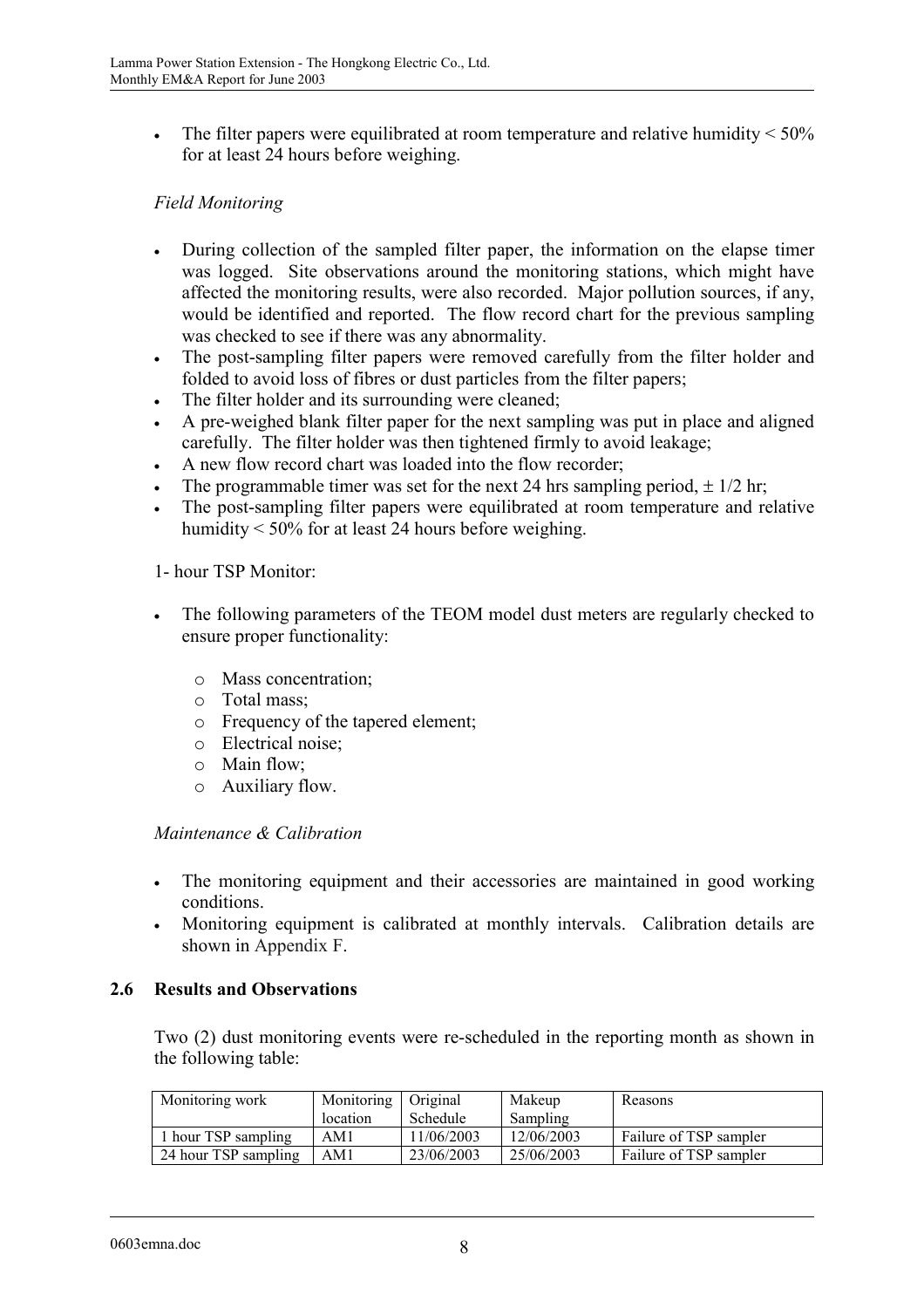- The filter papers were equilibrated at room temperature and relative humidity < 50% for at least 24 hours before weighing.

*Field Monitoring*

- During collection of the sampled filter paper, the information on the elapse timer was logged. Site observations around the monitoring stations, which might have affected the monitoring results, were also recorded. Major pollution sources, if any, would be identified and reported. The flow record chart for the previous sampling was checked to see if there was any abnormality.
- The post-sampling filter papers were removed carefully from the filter holder and folded to avoid loss of fibres or dust particles from the filter papers;
- The filter holder and its surrounding were cleaned;
- A pre-weighed blank filter paper for the next sampling was put in place and aligned carefully. The filter holder was then tightened firmly to avoid leakage;
- A new flow record chart was loaded into the flow recorder;
- The programmable timer was set for the next 24 hrs sampling period, ± 1/2 hr;
- The post-sampling filter papers were equilibrated at room temperature and relative humidity < 50% for at least 24 hours before weighing.

1- hour TSP Monitor:

- The following parameters of the TEOM model dust meters are regularly checked to ensure proper functionality:
  - Mass concentration;
  - Total mass;
  - Frequency of the tapered element;
  - Electrical noise;
  - Main flow;
  - Auxiliary flow.

*Maintenance & Calibration*

- The monitoring equipment and their accessories are maintained in good working conditions.
- Monitoring equipment is calibrated at monthly intervals. Calibration details are shown in Appendix F.

## 2.6 Results and Observations

Two (2) dust monitoring events were re-scheduled in the reporting month as shown in the following table:

| Monitoring work | Monitoring location | Original Schedule | Makeup Sampling | Reasons |
|---|---|---|---|---|
| 1 hour TSP sampling | AM1 | 11/06/2003 | 12/06/2003 | Failure of TSP sampler |
| 24 hour TSP sampling | AM1 | 23/06/2003 | 25/06/2003 | Failure of TSP sampler |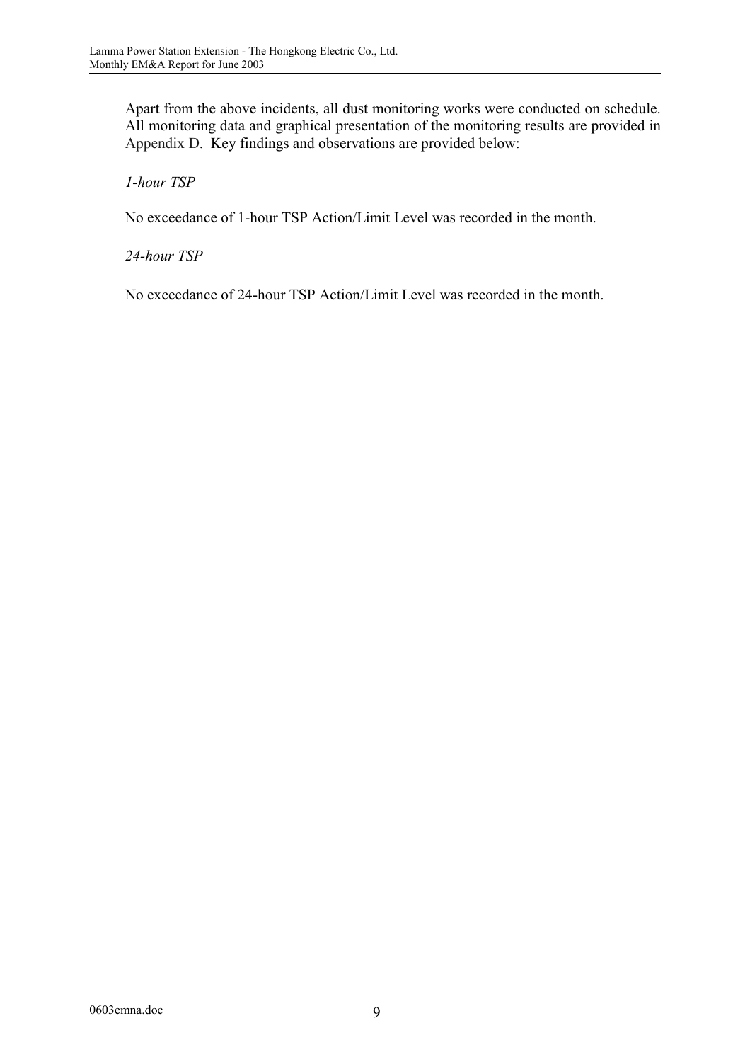Apart from the above incidents, all dust monitoring works were conducted on schedule. All monitoring data and graphical presentation of the monitoring results are provided in Appendix D. Key findings and observations are provided below:

*1-hour TSP*

No exceedance of 1-hour TSP Action/Limit Level was recorded in the month.

*24-hour TSP*

No exceedance of 24-hour TSP Action/Limit Level was recorded in the month.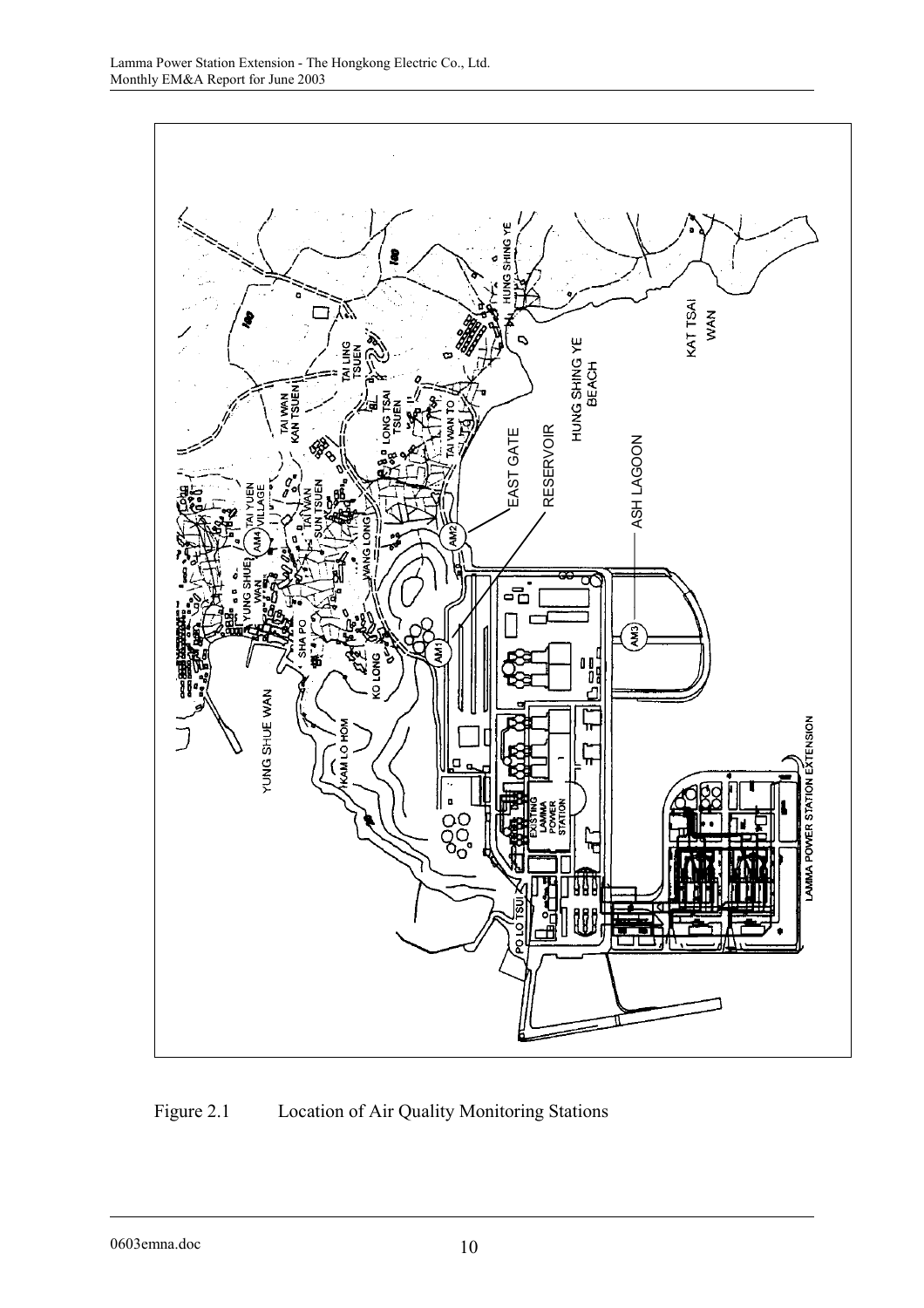YUNG SHUE WAN
YUNG SHUE WAN
TAI YUEN VILLAGE
AM4
TAI WAN KAN TSUEN
TAI LING TSUEN
TAI WAN SUN TSUEN
SHA PO
WANG LONG
LONG TSAI TSUEN
TAI WAN TO
HUNG SHING YE
HUNG SHING YE BEACH
KAT TSAI WAN
KO LONG
KAM LO HOM
AM2
EAST GATE
AM1
RESERVOIR
AM3
ASH LAGOON
EXISTING LAMMA POWER STATION
PO LO TSUI
LAMMA POWER STATION EXTENSION
100

Figure 2.1 Location of Air Quality Monitoring Stations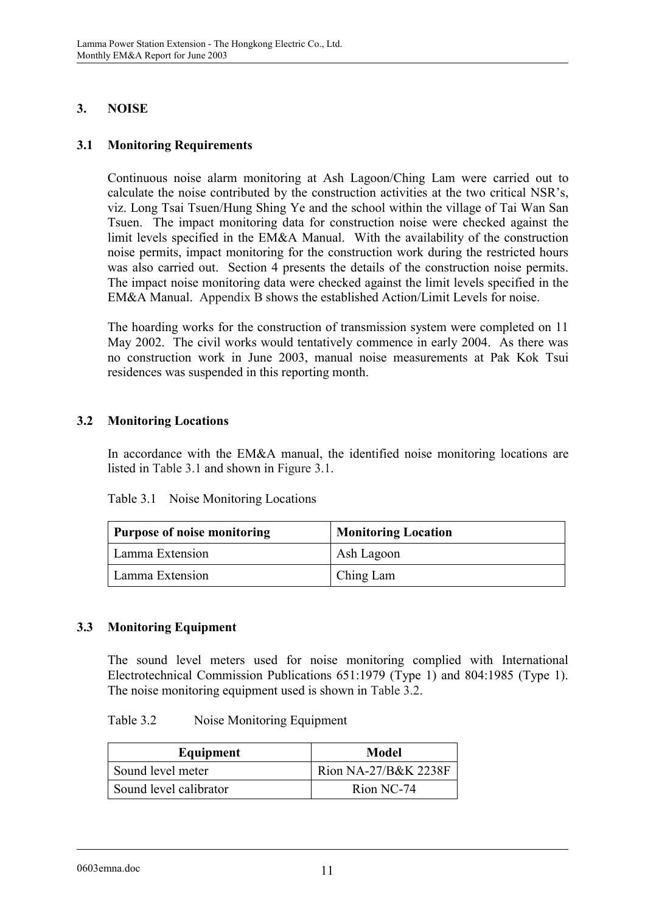## 3. NOISE

### 3.1 Monitoring Requirements

Continuous noise alarm monitoring at Ash Lagoon/Ching Lam were carried out to calculate the noise contributed by the construction activities at the two critical NSR's, viz. Long Tsai Tsuen/Hung Shing Ye and the school within the village of Tai Wan San Tsuen. The impact monitoring data for construction noise were checked against the limit levels specified in the EM&A Manual. With the availability of the construction noise permits, impact monitoring for the construction work during the restricted hours was also carried out. Section 4 presents the details of the construction noise permits. The impact noise monitoring data were checked against the limit levels specified in the EM&A Manual. Appendix B shows the established Action/Limit Levels for noise.

The hoarding works for the construction of transmission system were completed on 11 May 2002. The civil works would tentatively commence in early 2004. As there was no construction work in June 2003, manual noise measurements at Pak Kok Tsui residences was suspended in this reporting month.

### 3.2 Monitoring Locations

In accordance with the EM&A manual, the identified noise monitoring locations are listed in Table 3.1 and shown in Figure 3.1.

Table 3.1 Noise Monitoring Locations

| Purpose of noise monitoring | Monitoring Location |
|---|---|
| Lamma Extension | Ash Lagoon |
| Lamma Extension | Ching Lam |

### 3.3 Monitoring Equipment

The sound level meters used for noise monitoring complied with International Electrotechnical Commission Publications 651:1979 (Type 1) and 804:1985 (Type 1). The noise monitoring equipment used is shown in Table 3.2.

Table 3.2 Noise Monitoring Equipment

| Equipment | Model |
|---|---|
| Sound level meter | Rion NA-27/B&K 2238F |
| Sound level calibrator | Rion NC-74 |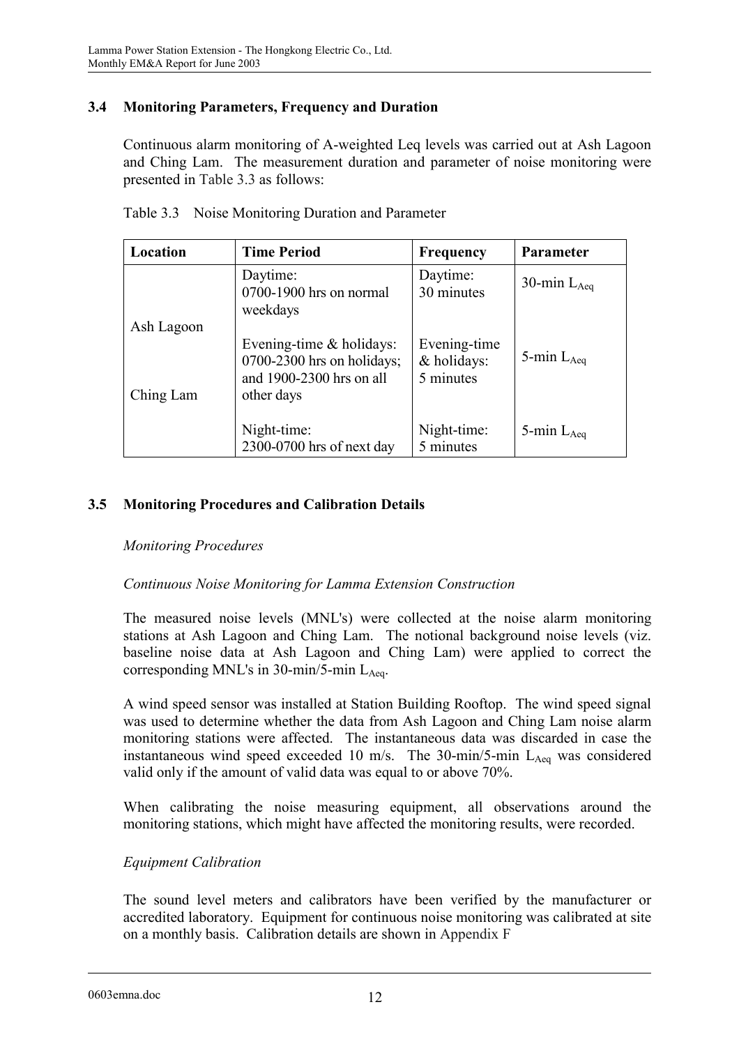### 3.4 Monitoring Parameters, Frequency and Duration

Continuous alarm monitoring of A-weighted Leq levels was carried out at Ash Lagoon and Ching Lam. The measurement duration and parameter of noise monitoring were presented in Table 3.3 as follows:

Table 3.3 Noise Monitoring Duration and Parameter

| Location | Time Period | Frequency | Parameter |
|---|---|---|---|
| Ash Lagoon<br><br>Ching Lam | Daytime:<br>0700-1900 hrs on normal weekdays | Daytime:<br>30 minutes | 30-min $L_{Aeq}$ |
| | Evening-time & holidays:<br>0700-2300 hrs on holidays; and 1900-2300 hrs on all other days | Evening-time & holidays:<br>5 minutes | 5-min $L_{Aeq}$ |
| | Night-time:<br>2300-0700 hrs of next day | Night-time:<br>5 minutes | 5-min $L_{Aeq}$ |

### 3.5 Monitoring Procedures and Calibration Details

*Monitoring Procedures*

*Continuous Noise Monitoring for Lamma Extension Construction*

The measured noise levels (MNL's) were collected at the noise alarm monitoring stations at Ash Lagoon and Ching Lam. The notional background noise levels (viz. baseline noise data at Ash Lagoon and Ching Lam) were applied to correct the corresponding MNL's in 30-min/5-min $L_{Aeq}$.

A wind speed sensor was installed at Station Building Rooftop. The wind speed signal was used to determine whether the data from Ash Lagoon and Ching Lam noise alarm monitoring stations were affected. The instantaneous data was discarded in case the instantaneous wind speed exceeded 10 m/s. The 30-min/5-min $L_{Aeq}$ was considered valid only if the amount of valid data was equal to or above 70%.

When calibrating the noise measuring equipment, all observations around the monitoring stations, which might have affected the monitoring results, were recorded.

*Equipment Calibration*

The sound level meters and calibrators have been verified by the manufacturer or accredited laboratory. Equipment for continuous noise monitoring was calibrated at site on a monthly basis. Calibration details are shown in Appendix F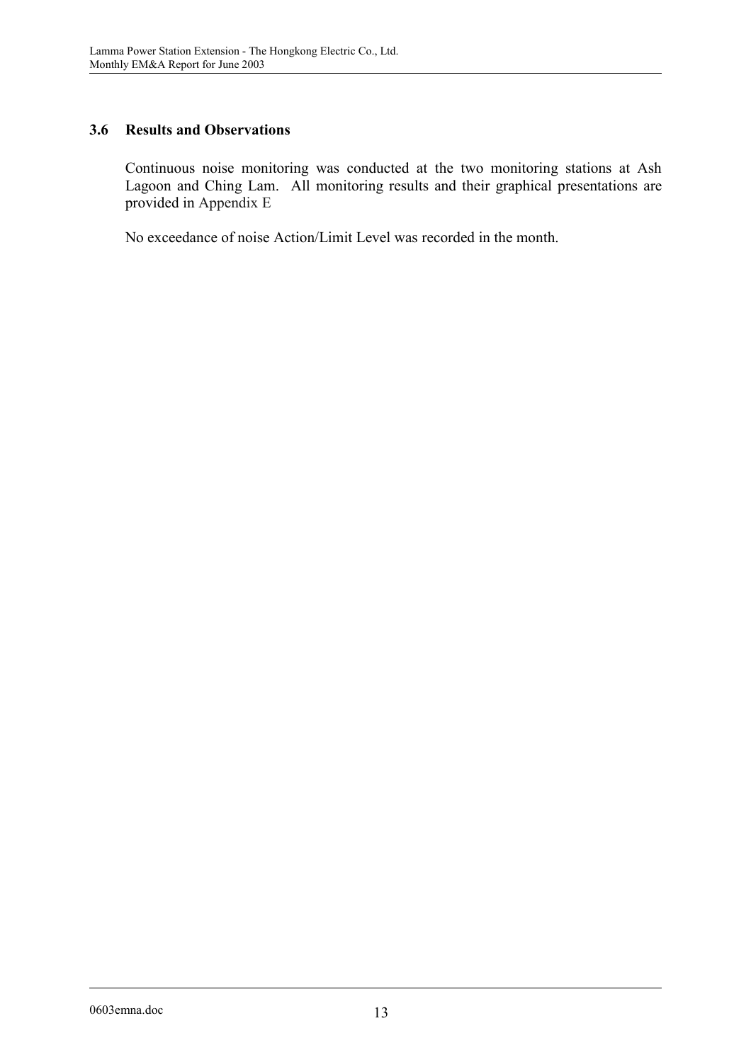### 3.6 Results and Observations

Continuous noise monitoring was conducted at the two monitoring stations at Ash Lagoon and Ching Lam. All monitoring results and their graphical presentations are provided in Appendix E

No exceedance of noise Action/Limit Level was recorded in the month.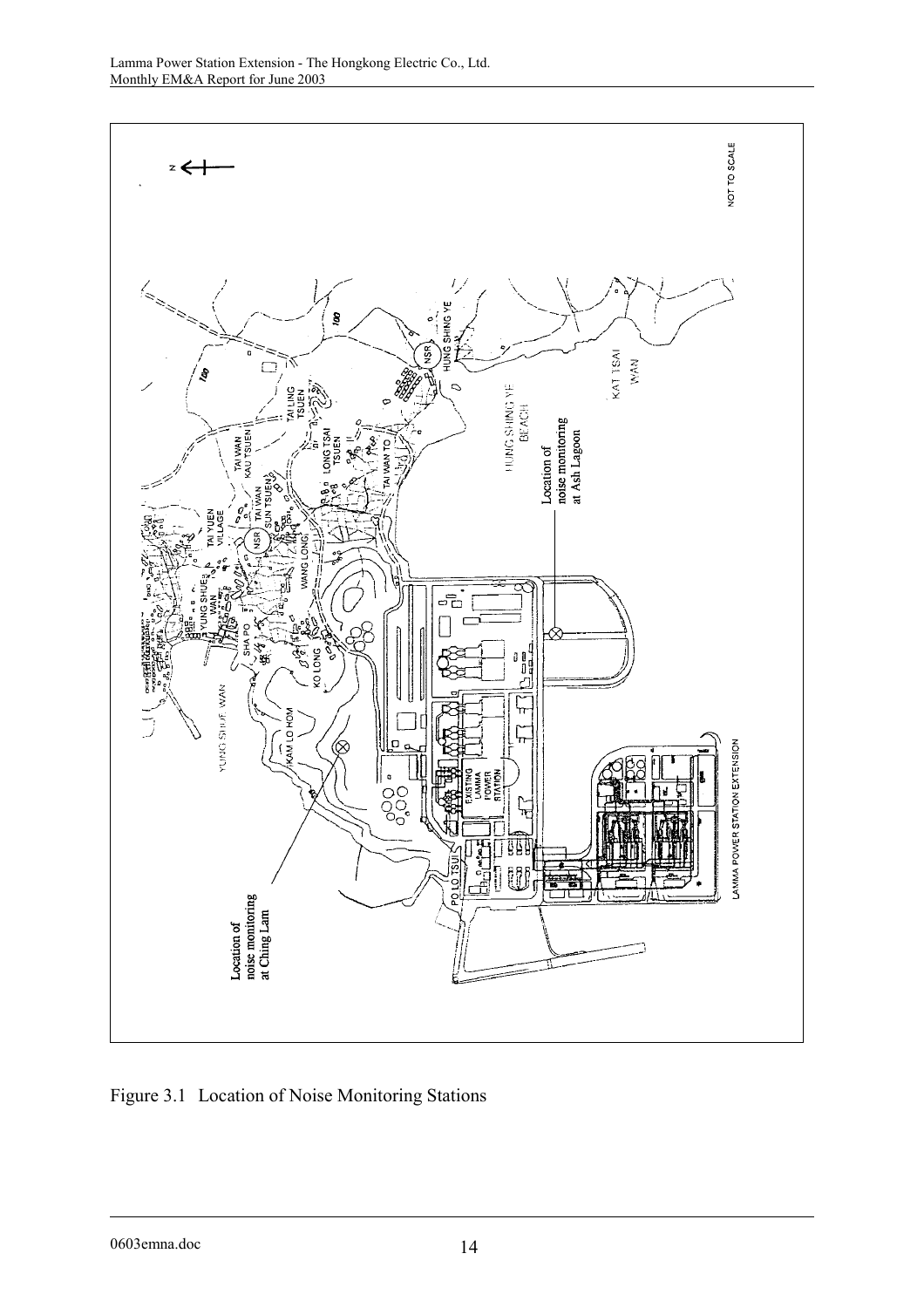NOT TO SCALE

N

HUNG SHING YE

NSR

KAT TSAI WAN

TAI LING TSUEN

HUNG SHING YE BEACH

TAI WAN KAU TSUEN

LONG TSAI TSUEN

Location of noise monitoring at Ash Lagoon

TAI WAN TO

TAI YUEN VILLAGE

TAI WAN SUN TSUEN

NSR

WANG LONG

YUNG SHUE WAN

SHA PO

KO LONG

YUNG SHUE WAN

KAM LO HOM

EXISTING LAMMA POWER STATION

LAMMA POWER STATION EXTENSION

PO LO TSUI

Location of noise monitoring at Ching Lam

Figure 3.1 Location of Noise Monitoring Stations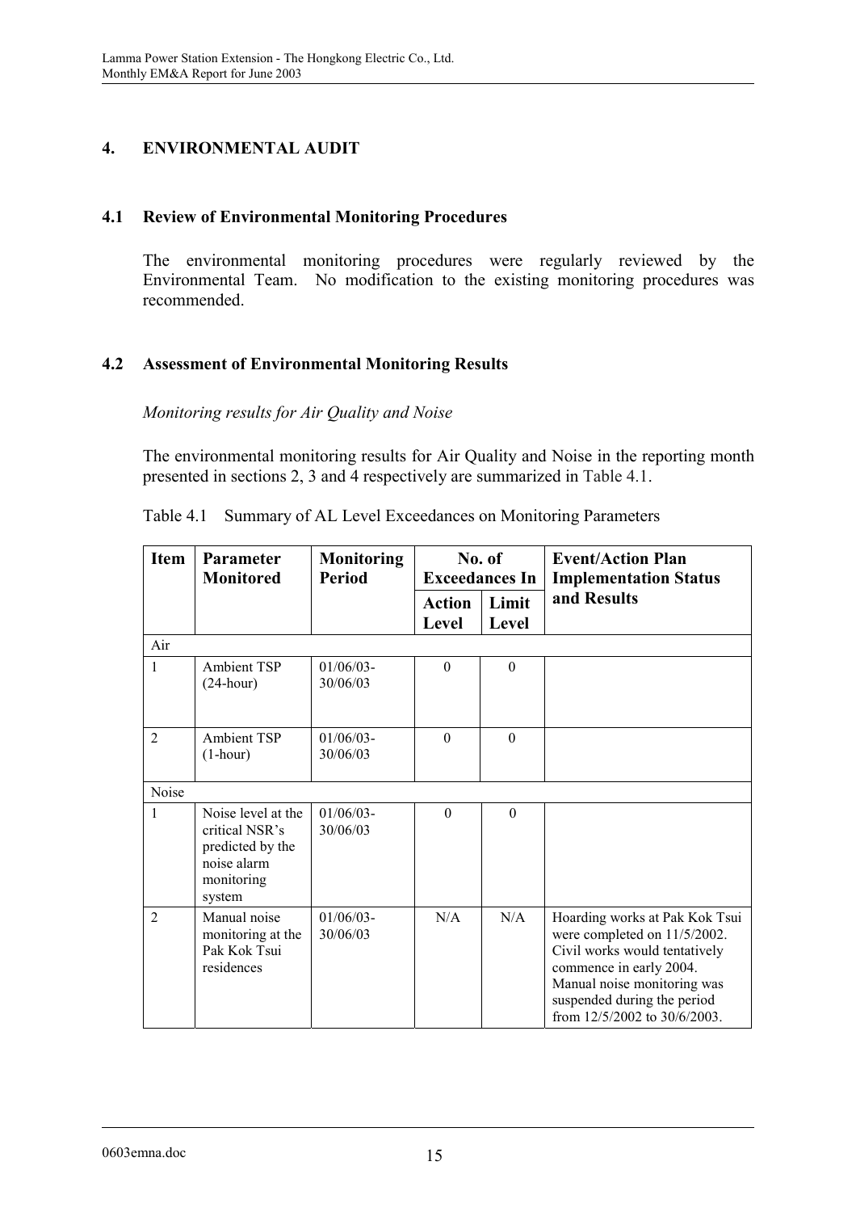## 4. ENVIRONMENTAL AUDIT

### 4.1 Review of Environmental Monitoring Procedures

The environmental monitoring procedures were regularly reviewed by the Environmental Team. No modification to the existing monitoring procedures was recommended.

### 4.2 Assessment of Environmental Monitoring Results

*Monitoring results for Air Quality and Noise*

The environmental monitoring results for Air Quality and Noise in the reporting month presented in sections 2, 3 and 4 respectively are summarized in Table 4.1.

Table 4.1 Summary of AL Level Exceedances on Monitoring Parameters

| Item | Parameter Monitored | Monitoring Period | No. of Exceedances In | | Event/Action Plan Implementation Status and Results |
|---|---|---|---|---|---|
| | | | Action Level | Limit Level | |
| Air | | | | | |
| 1 | Ambient TSP (24-hour) | 01/06/03-30/06/03 | 0 | 0 | |
| 2 | Ambient TSP (1-hour) | 01/06/03-30/06/03 | 0 | 0 | |
| Noise | | | | | |
| 1 | Noise level at the critical NSR's predicted by the noise alarm monitoring system | 01/06/03-30/06/03 | 0 | 0 | |
| 2 | Manual noise monitoring at the Pak Kok Tsui residences | 01/06/03-30/06/03 | N/A | N/A | Hoarding works at Pak Kok Tsui were completed on 11/5/2002. Civil works would tentatively commence in early 2004. Manual noise monitoring was suspended during the period from 12/5/2002 to 30/6/2003. |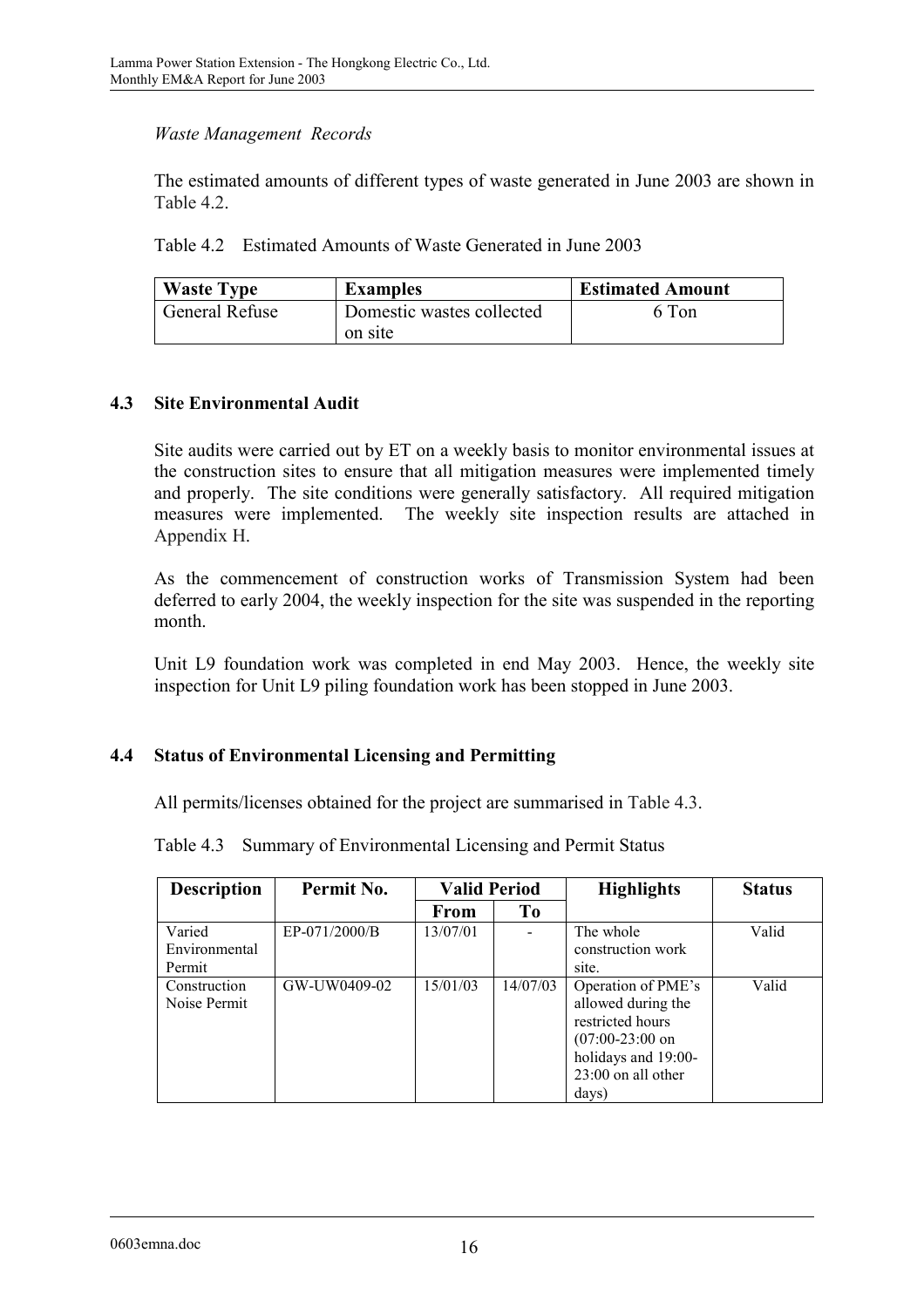*Waste Management Records*

The estimated amounts of different types of waste generated in June 2003 are shown in Table 4.2.

Table 4.2 Estimated Amounts of Waste Generated in June 2003

| Waste Type | Examples | Estimated Amount |
|---|---|---|
| General Refuse | Domestic wastes collected on site | 6 Ton |

## 4.3 Site Environmental Audit

Site audits were carried out by ET on a weekly basis to monitor environmental issues at the construction sites to ensure that all mitigation measures were implemented timely and properly. The site conditions were generally satisfactory. All required mitigation measures were implemented. The weekly site inspection results are attached in Appendix H.

As the commencement of construction works of Transmission System had been deferred to early 2004, the weekly inspection for the site was suspended in the reporting month.

Unit L9 foundation work was completed in end May 2003. Hence, the weekly site inspection for Unit L9 piling foundation work has been stopped in June 2003.

## 4.4 Status of Environmental Licensing and Permitting

All permits/licenses obtained for the project are summarised in Table 4.3.

Table 4.3 Summary of Environmental Licensing and Permit Status

| Description | Permit No. | Valid Period | | Highlights | Status |
|---|---|---|---|---|---|
| | | From | To | | |
| Varied Environmental Permit | EP-071/2000/B | 13/07/01 | - | The whole construction work site. | Valid |
| Construction Noise Permit | GW-UW0409-02 | 15/01/03 | 14/07/03 | Operation of PME's allowed during the restricted hours (07:00-23:00 on holidays and 19:00-23:00 on all other days) | Valid |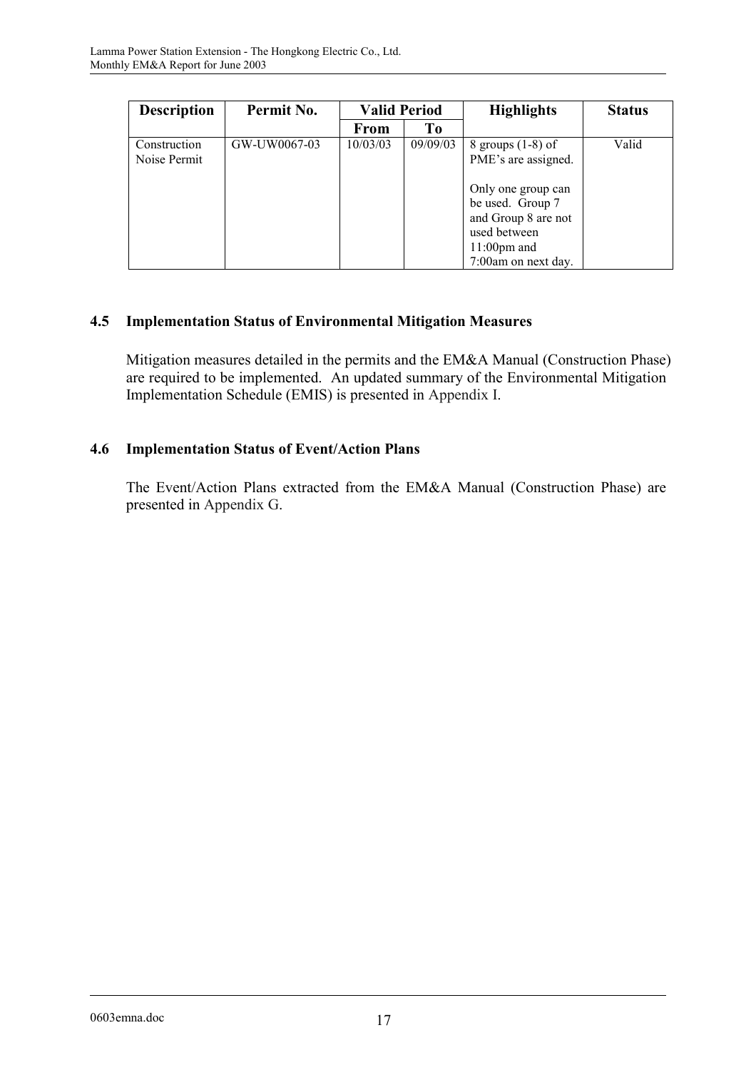| Description | Permit No. | Valid Period | | Highlights | Status |
|---|---|---|---|---|---|
| | | From | To | | |
| Construction Noise Permit | GW-UW0067-03 | 10/03/03 | 09/09/03 | 8 groups (1-8) of PME's are assigned.<br><br>Only one group can be used. Group 7 and Group 8 are not used between 11:00pm and 7:00am on next day. | Valid |

### 4.5 Implementation Status of Environmental Mitigation Measures

Mitigation measures detailed in the permits and the EM&A Manual (Construction Phase) are required to be implemented. An updated summary of the Environmental Mitigation Implementation Schedule (EMIS) is presented in Appendix I.

### 4.6 Implementation Status of Event/Action Plans

The Event/Action Plans extracted from the EM&A Manual (Construction Phase) are presented in Appendix G.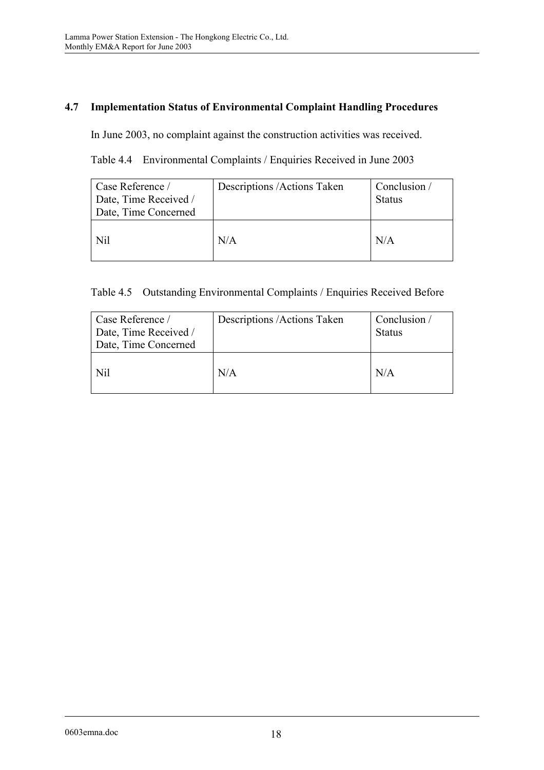### 4.7 Implementation Status of Environmental Complaint Handling Procedures

In June 2003, no complaint against the construction activities was received.

Table 4.4 Environmental Complaints / Enquiries Received in June 2003

| Case Reference / Date, Time Received / Date, Time Concerned | Descriptions /Actions Taken | Conclusion / Status |
| --- | --- | --- |
| Nil | N/A | N/A |

Table 4.5 Outstanding Environmental Complaints / Enquiries Received Before

| Case Reference / Date, Time Received / Date, Time Concerned | Descriptions /Actions Taken | Conclusion / Status |
| --- | --- | --- |
| Nil | N/A | N/A |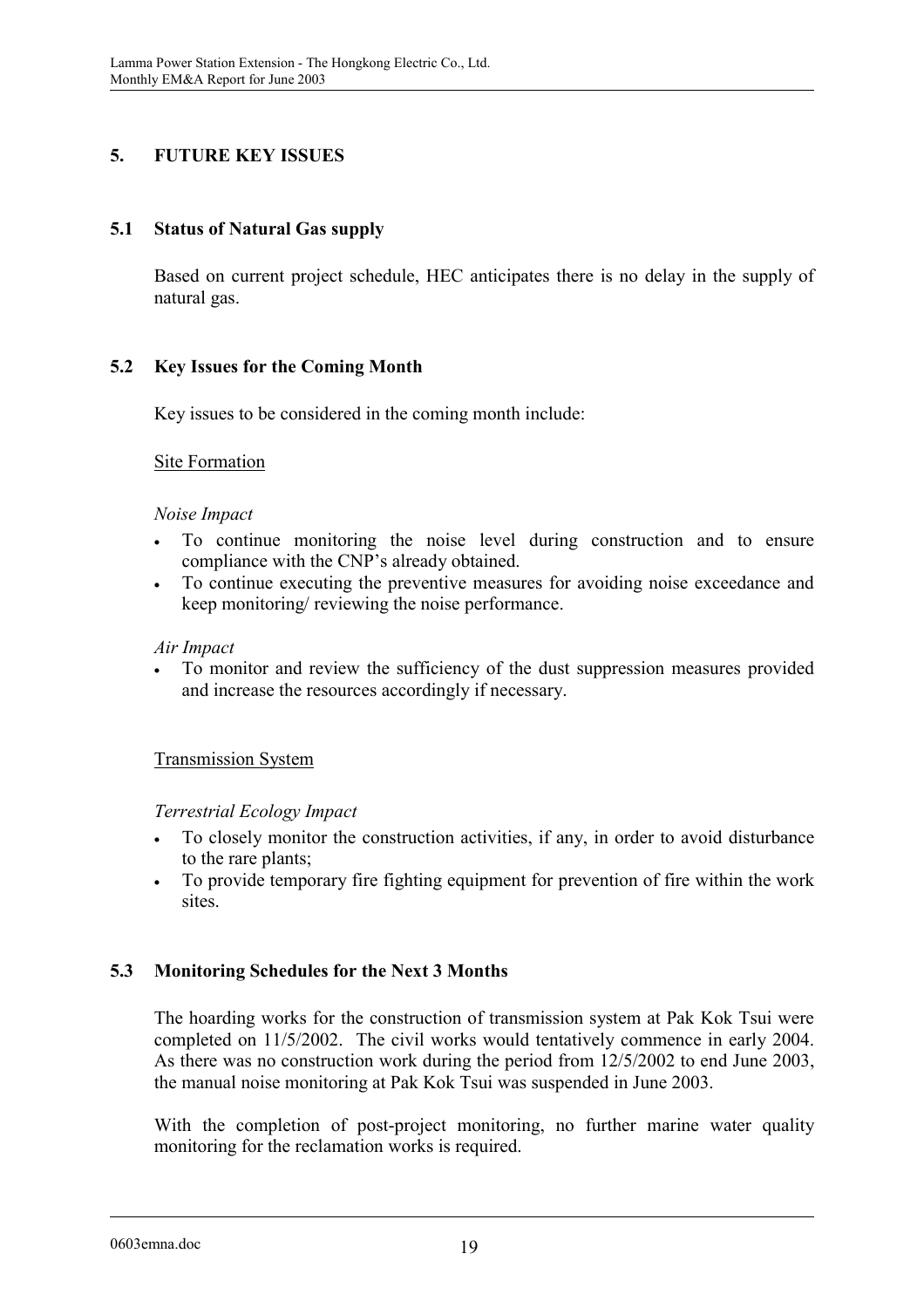# 5. FUTURE KEY ISSUES

## 5.1 Status of Natural Gas supply

Based on current project schedule, HEC anticipates there is no delay in the supply of natural gas.

## 5.2 Key Issues for the Coming Month

Key issues to be considered in the coming month include:

Site Formation

*Noise Impact*

- To continue monitoring the noise level during construction and to ensure compliance with the CNP's already obtained.
- To continue executing the preventive measures for avoiding noise exceedance and keep monitoring/ reviewing the noise performance.

*Air Impact*

- To monitor and review the sufficiency of the dust suppression measures provided and increase the resources accordingly if necessary.

Transmission System

*Terrestrial Ecology Impact*

- To closely monitor the construction activities, if any, in order to avoid disturbance to the rare plants;
- To provide temporary fire fighting equipment for prevention of fire within the work sites.

## 5.3 Monitoring Schedules for the Next 3 Months

The hoarding works for the construction of transmission system at Pak Kok Tsui were completed on 11/5/2002. The civil works would tentatively commence in early 2004. As there was no construction work during the period from 12/5/2002 to end June 2003, the manual noise monitoring at Pak Kok Tsui was suspended in June 2003.

With the completion of post-project monitoring, no further marine water quality monitoring for the reclamation works is required.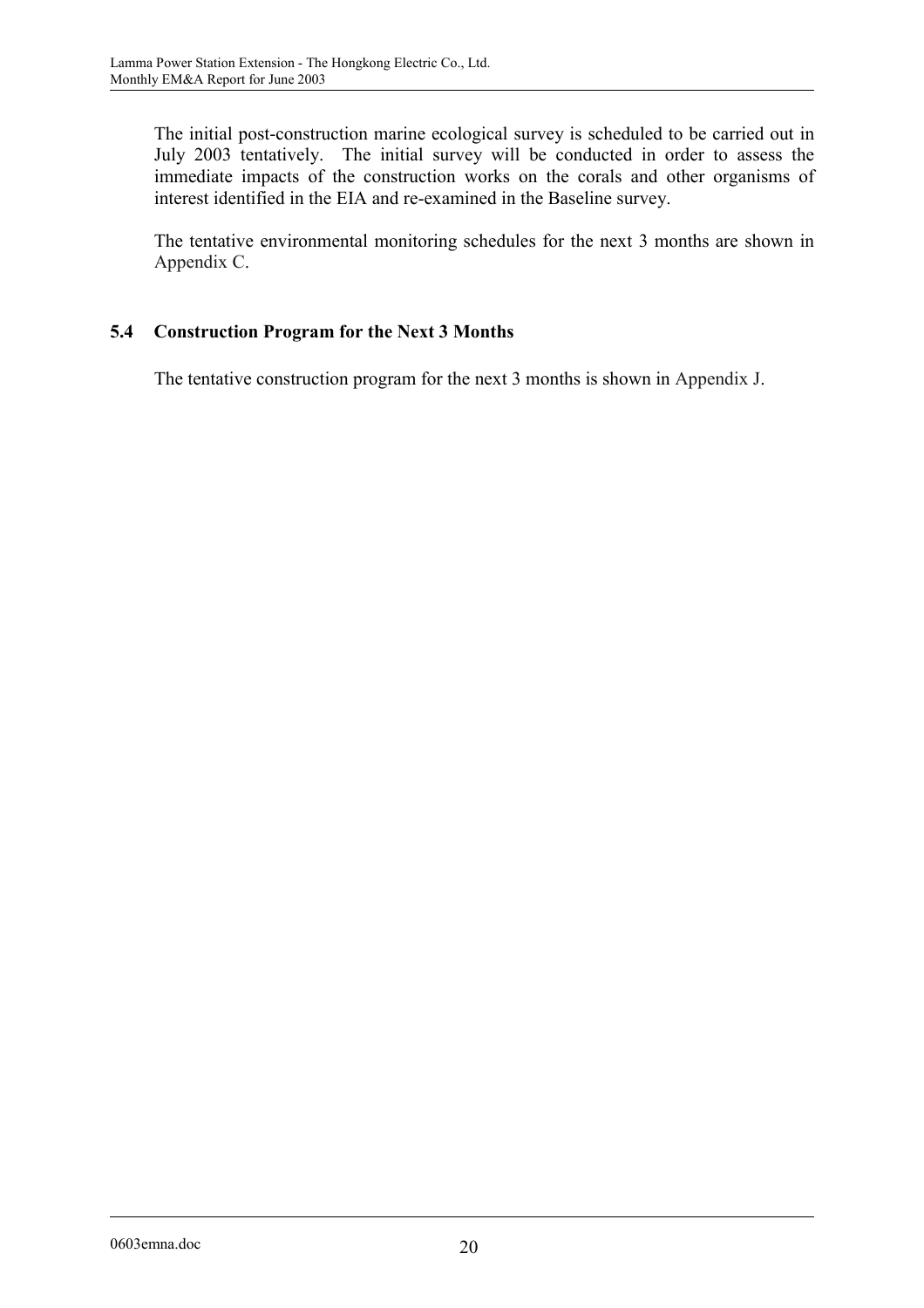The initial post-construction marine ecological survey is scheduled to be carried out in July 2003 tentatively. The initial survey will be conducted in order to assess the immediate impacts of the construction works on the corals and other organisms of interest identified in the EIA and re-examined in the Baseline survey.

The tentative environmental monitoring schedules for the next 3 months are shown in Appendix C.

### 5.4 Construction Program for the Next 3 Months

The tentative construction program for the next 3 months is shown in Appendix J.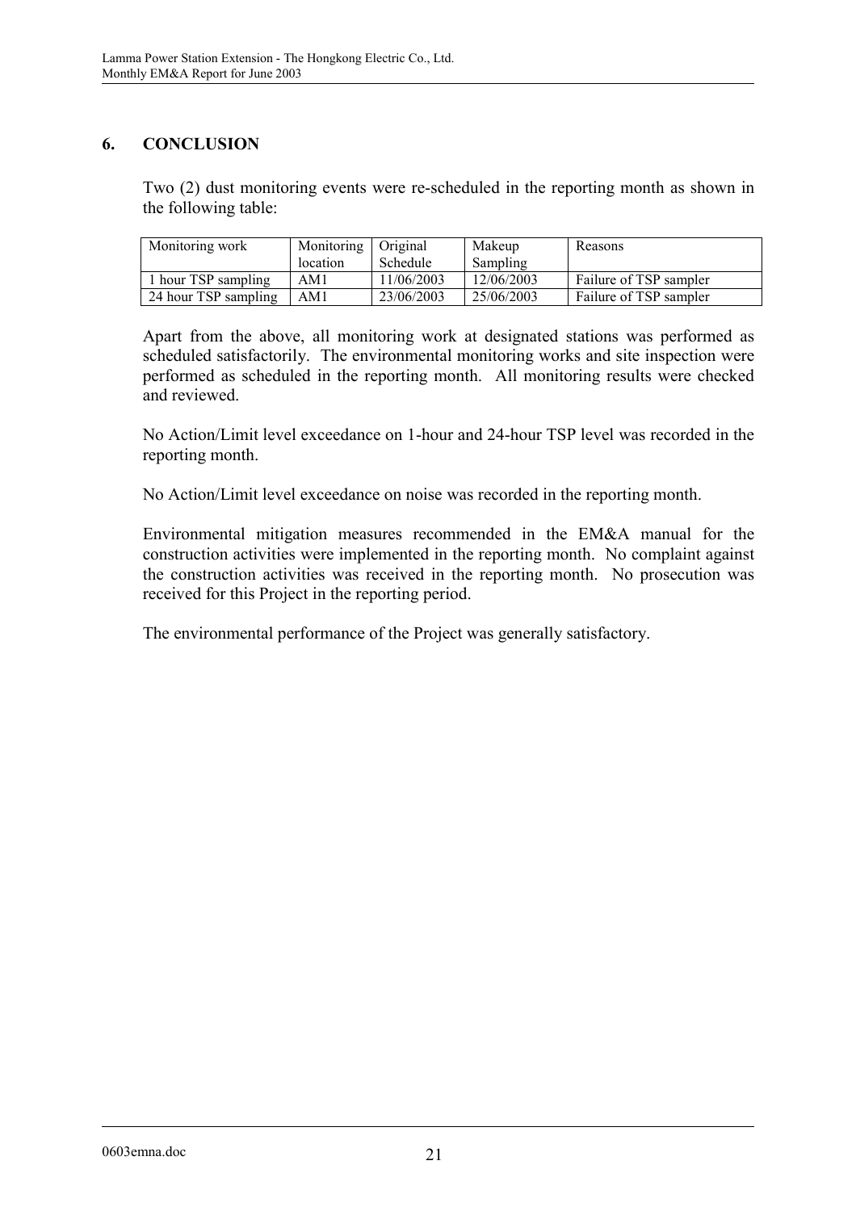## 6. CONCLUSION

Two (2) dust monitoring events were re-scheduled in the reporting month as shown in the following table:

| Monitoring work | Monitoring location | Original Schedule | Makeup Sampling | Reasons |
|---|---|---|---|---|
| 1 hour TSP sampling | AM1 | 11/06/2003 | 12/06/2003 | Failure of TSP sampler |
| 24 hour TSP sampling | AM1 | 23/06/2003 | 25/06/2003 | Failure of TSP sampler |

Apart from the above, all monitoring work at designated stations was performed as scheduled satisfactorily. The environmental monitoring works and site inspection were performed as scheduled in the reporting month. All monitoring results were checked and reviewed.

No Action/Limit level exceedance on 1-hour and 24-hour TSP level was recorded in the reporting month.

No Action/Limit level exceedance on noise was recorded in the reporting month.

Environmental mitigation measures recommended in the EM&A manual for the construction activities were implemented in the reporting month. No complaint against the construction activities was received in the reporting month. No prosecution was received for this Project in the reporting period.

The environmental performance of the Project was generally satisfactory.